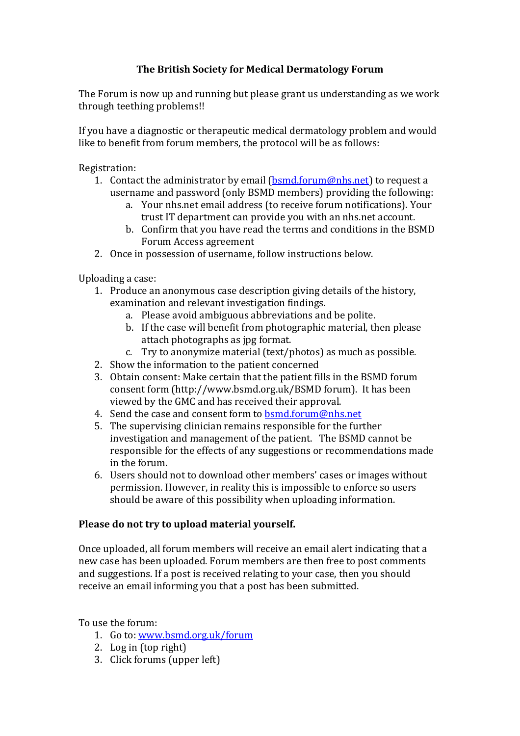# The British Society for Medical Dermatology Forum

The Forum is now up and running but please grant us understanding as we work through teething problems!!

If you have a diagnostic or therapeutic medical dermatology problem and would like to benefit from forum members, the protocol will be as follows:

Registration:

1. Contact the administrator by email (bsmd.forum@nhs.net) to request a username and password (only BSMD members) providing the following:
   a. Your nhs.net email address (to receive forum notifications). Your trust IT department can provide you with an nhs.net account.
   b. Confirm that you have read the terms and conditions in the BSMD Forum Access agreement
2. Once in possession of username, follow instructions below.

Uploading a case:

1. Produce an anonymous case description giving details of the history, examination and relevant investigation findings.
   a. Please avoid ambiguous abbreviations and be polite.
   b. If the case will benefit from photographic material, then please attach photographs as jpg format.
   c. Try to anonymize material (text/photos) as much as possible.
2. Show the information to the patient concerned
3. Obtain consent: Make certain that the patient fills in the BSMD forum consent form (http://www.bsmd.org.uk/BSMD forum). It has been viewed by the GMC and has received their approval.
4. Send the case and consent form to bsmd.forum@nhs.net
5. The supervising clinician remains responsible for the further investigation and management of the patient. The BSMD cannot be responsible for the effects of any suggestions or recommendations made in the forum.
6. Users should not to download other members' cases or images without permission. However, in reality this is impossible to enforce so users should be aware of this possibility when uploading information.

**Please do not try to upload material yourself.**

Once uploaded, all forum members will receive an email alert indicating that a new case has been uploaded. Forum members are then free to post comments and suggestions. If a post is received relating to your case, then you should receive an email informing you that a post has been submitted.

To use the forum:

1. Go to: www.bsmd.org.uk/forum
2. Log in (top right)
3. Click forums (upper left)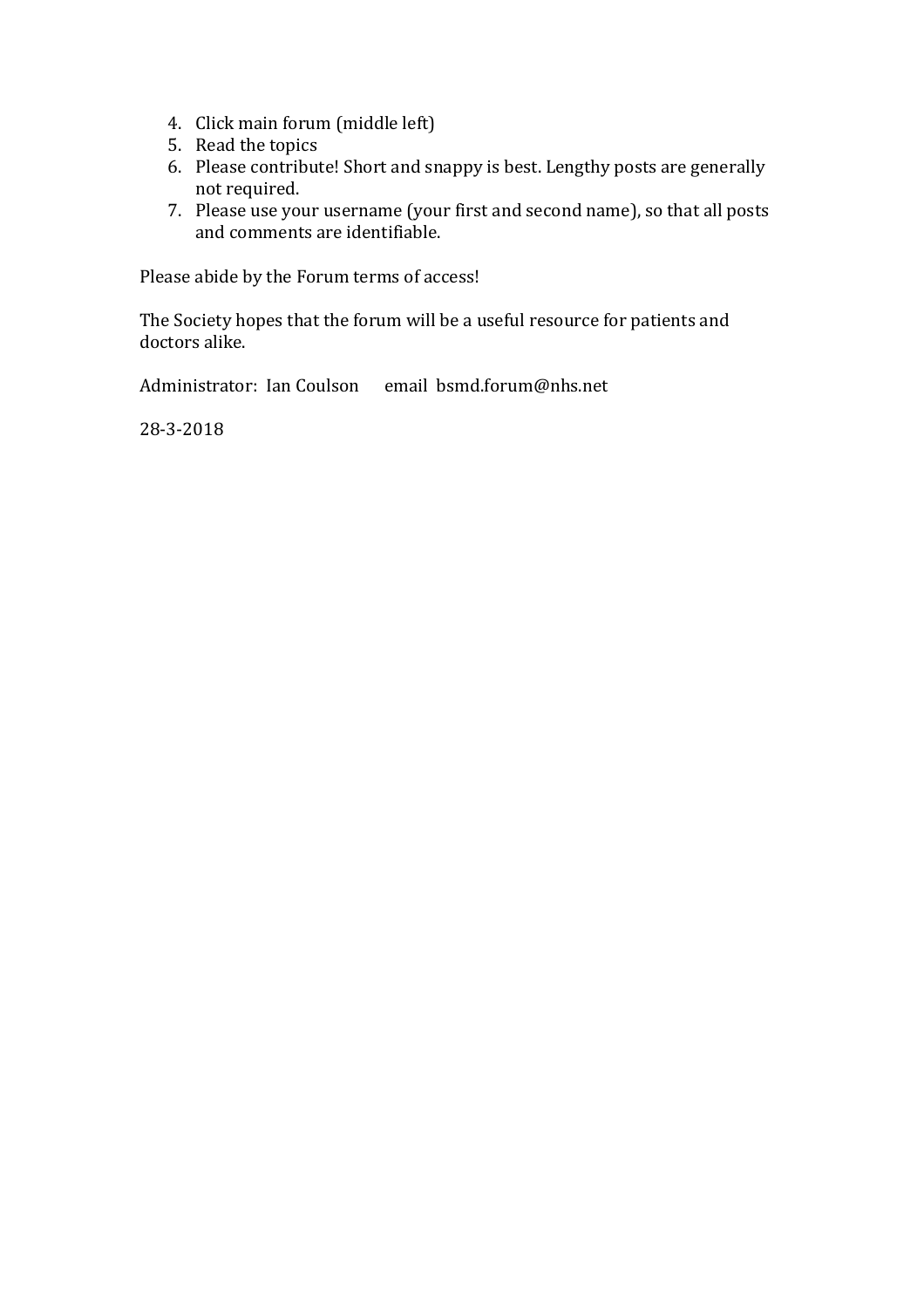4. Click main forum (middle left)
5. Read the topics
6. Please contribute! Short and snappy is best. Lengthy posts are generally not required.
7. Please use your username (your first and second name), so that all posts and comments are identifiable.

Please abide by the Forum terms of access!

The Society hopes that the forum will be a useful resource for patients and doctors alike.

Administrator: Ian Coulson email bsmd.forum@nhs.net

28-3-2018